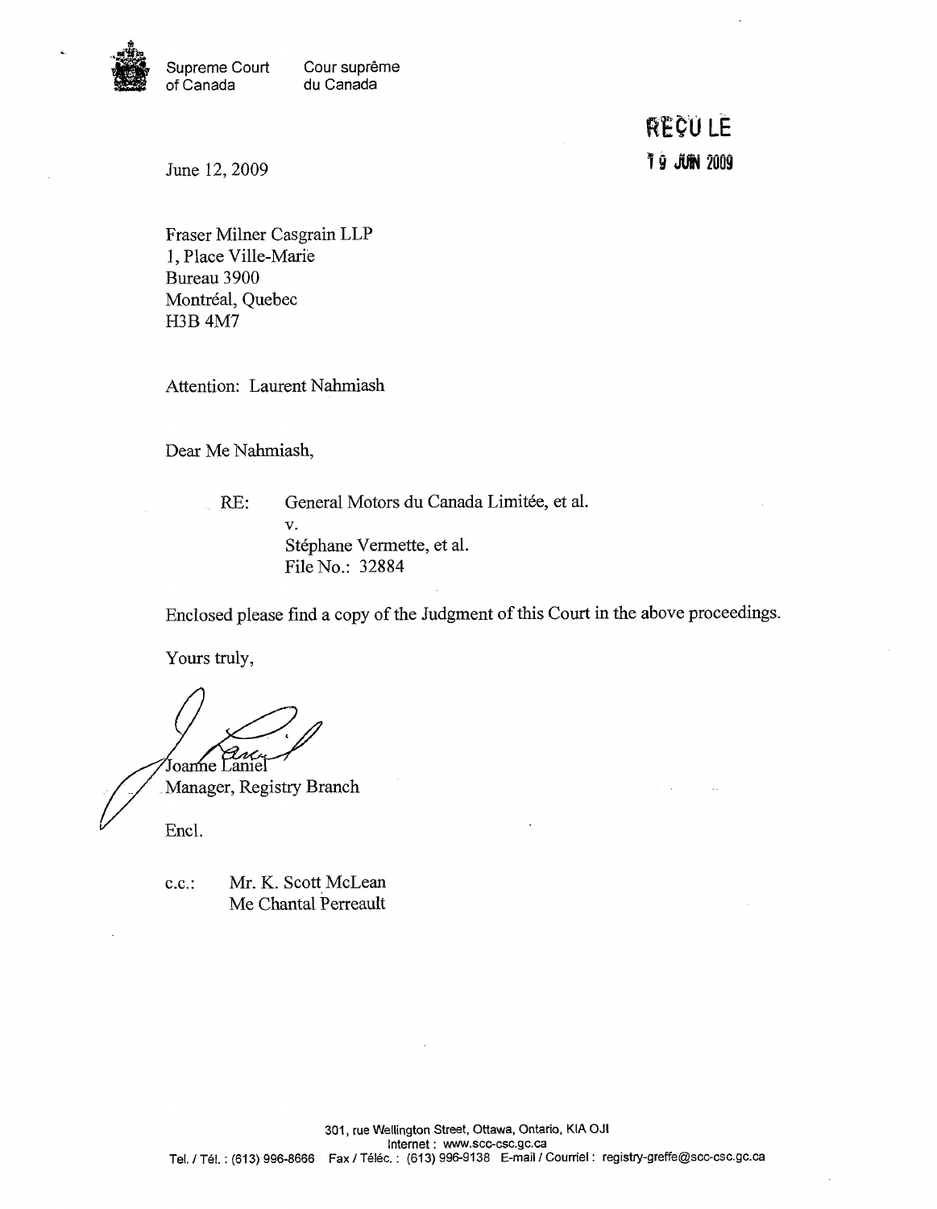Supreme Court of Canada    Cour suprême du Canada

REÇU LE
19 JUIN 2009

June 12, 2009

Fraser Milner Casgrain LLP
1, Place Ville-Marie
Bureau 3900
Montréal, Quebec
H3B 4M7

Attention: Laurent Nahmiash

Dear Me Nahmiash,

RE: General Motors du Canada Limitée, et al.
v.
Stéphane Vermette, et al.
File No.: 32884

Enclosed please find a copy of the Judgment of this Court in the above proceedings.

Yours truly,

Joanne Laniel
Manager, Registry Branch

Encl.

c.c.: Mr. K. Scott McLean
Me Chantal Perreault

301, rue Wellington Street, Ottawa, Ontario, KIA OJI
Internet : www.scc-csc.gc.ca
Tel. / Tél. : (613) 996-8666 Fax / Téléc. : (613) 996-9138 E-mail / Courriel : registry-greffe@scc-csc.gc.ca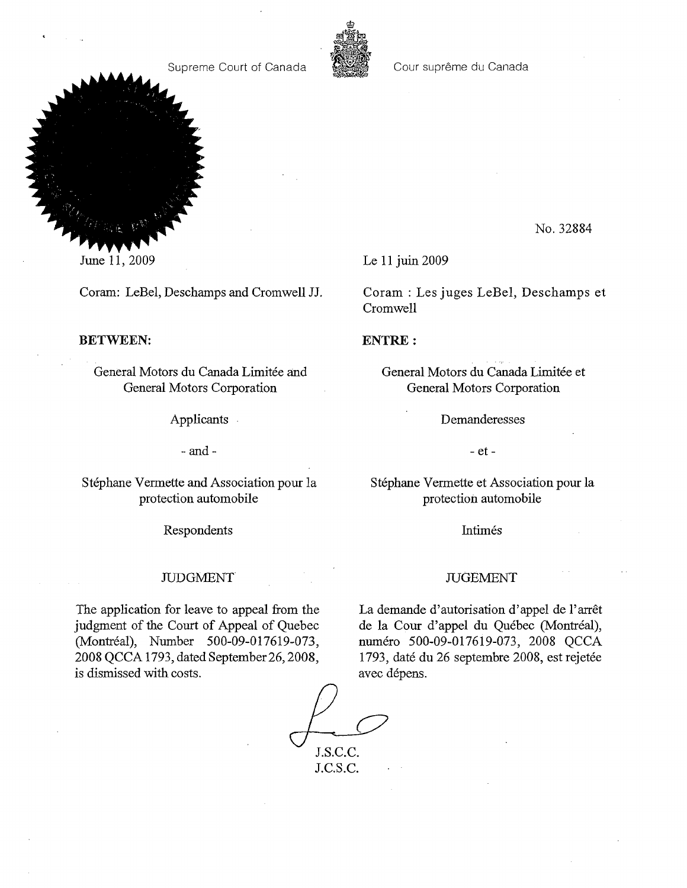Supreme Court of Canada | Cour suprême du Canada

No. 32884

June 11, 2009

Coram: LeBel, Deschamps and Cromwell JJ.

**BETWEEN:**

General Motors du Canada Limitée and
General Motors Corporation

Applicants

- and -

Stéphane Vermette and Association pour la protection automobile

Respondents

JUDGMENT

The application for leave to appeal from the judgment of the Court of Appeal of Quebec (Montréal), Number 500-09-017619-073, 2008 QCCA 1793, dated September 26, 2008, is dismissed with costs.

Le 11 juin 2009

Coram : Les juges LeBel, Deschamps et Cromwell

**ENTRE :**

General Motors du Canada Limitée et
General Motors Corporation

Demanderesses

- et -

Stéphane Vermette et Association pour la protection automobile

Intimés

JUGEMENT

La demande d'autorisation d'appel de l'arrêt de la Cour d'appel du Québec (Montréal), numéro 500-09-017619-073, 2008 QCCA 1793, daté du 26 septembre 2008, est rejetée avec dépens.

J.S.C.C.
J.C.S.C.